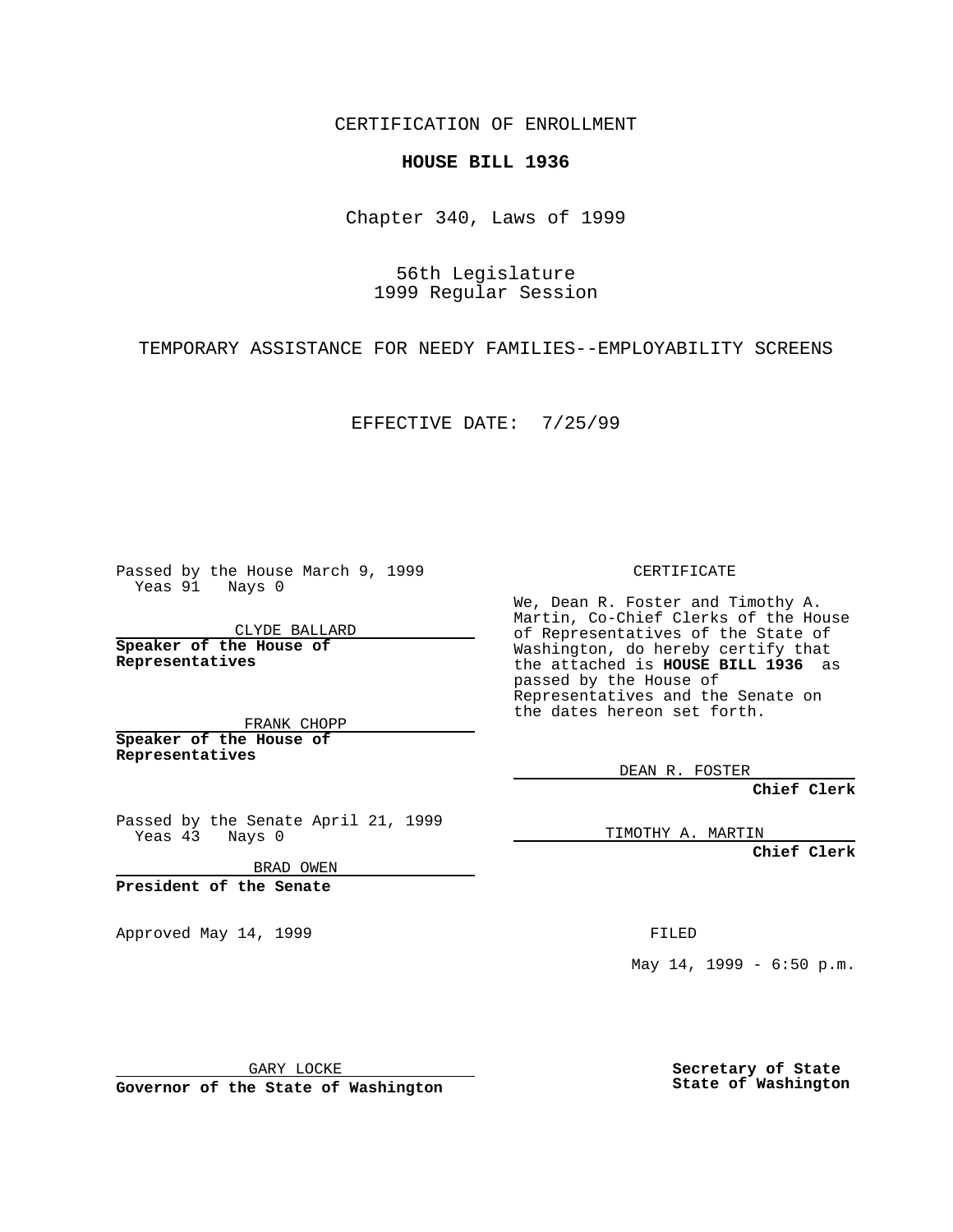CERTIFICATION OF ENROLLMENT

**HOUSE BILL 1936**

Chapter 340, Laws of 1999

56th Legislature
1999 Regular Session

TEMPORARY ASSISTANCE FOR NEEDY FAMILIES--EMPLOYABILITY SCREENS

EFFECTIVE DATE: 7/25/99

Passed by the House March 9, 1999
Yeas 91 Nays 0

CLYDE BALLARD
**Speaker of the House of Representatives**

FRANK CHOPP
**Speaker of the House of Representatives**

Passed by the Senate April 21, 1999
Yeas 43 Nays 0

BRAD OWEN
**President of the Senate**

Approved May 14, 1999

GARY LOCKE
**Governor of the State of Washington**

CERTIFICATE

We, Dean R. Foster and Timothy A. Martin, Co-Chief Clerks of the House of Representatives of the State of Washington, do hereby certify that the attached is **HOUSE BILL 1936** as passed by the House of Representatives and the Senate on the dates hereon set forth.

DEAN R. FOSTER
**Chief Clerk**

TIMOTHY A. MARTIN
**Chief Clerk**

FILED

May 14, 1999 - 6:50 p.m.

**Secretary of State**
**State of Washington**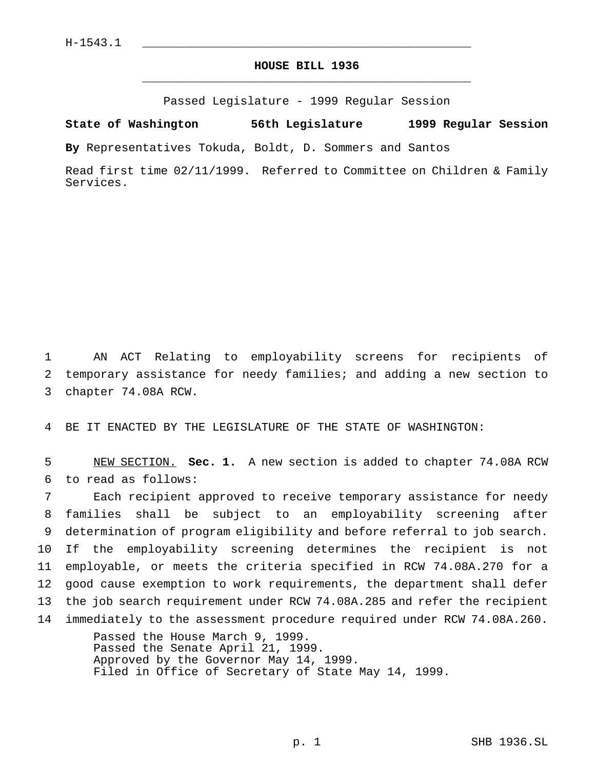H-1543.1

# HOUSE BILL 1936

Passed Legislature - 1999 Regular Session

**State of Washington 56th Legislature 1999 Regular Session**

**By** Representatives Tokuda, Boldt, D. Sommers and Santos

Read first time 02/11/1999. Referred to Committee on Children & Family Services.

AN ACT Relating to employability screens for recipients of temporary assistance for needy families; and adding a new section to chapter 74.08A RCW.

BE IT ENACTED BY THE LEGISLATURE OF THE STATE OF WASHINGTON:

NEW SECTION. **Sec. 1.** A new section is added to chapter 74.08A RCW to read as follows:

Each recipient approved to receive temporary assistance for needy families shall be subject to an employability screening after determination of program eligibility and before referral to job search. If the employability screening determines the recipient is not employable, or meets the criteria specified in RCW 74.08A.270 for a good cause exemption to work requirements, the department shall defer the job search requirement under RCW 74.08A.285 and refer the recipient immediately to the assessment procedure required under RCW 74.08A.260.

Passed the House March 9, 1999.
Passed the Senate April 21, 1999.
Approved by the Governor May 14, 1999.
Filed in Office of Secretary of State May 14, 1999.